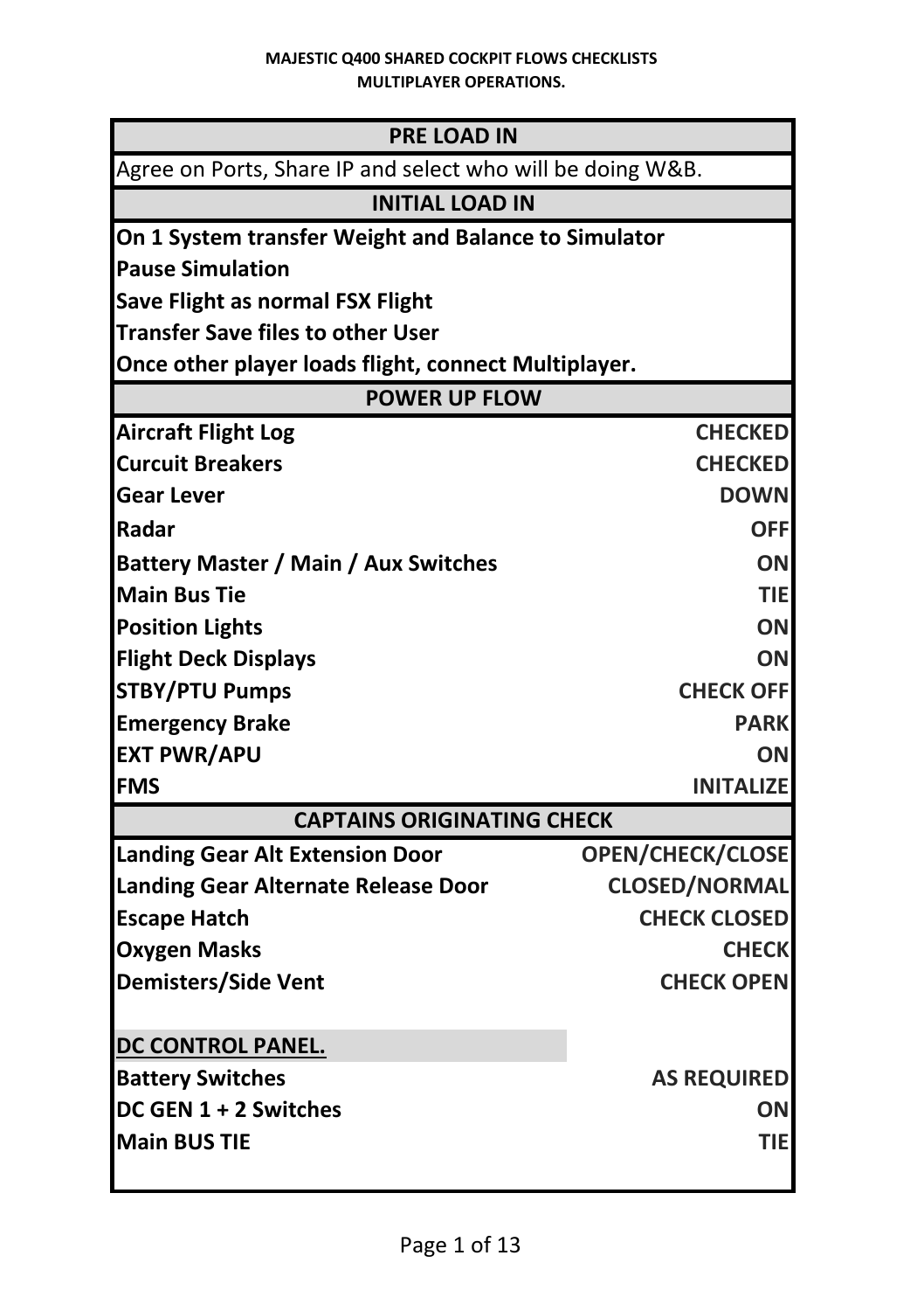**MAJESTIC Q400 SHARED COCKPIT FLOWS CHECKLISTS**
**MULTIPLAYER OPERATIONS.**

| PRE LOAD IN | |
|---|---|
| Agree on Ports, Share IP and select who will be doing W&B. | |
| **INITIAL LOAD IN** | |
| **On 1 System transfer Weight and Balance to Simulator** | |
| **Pause Simulation** | |
| **Save Flight as normal FSX Flight** | |
| **Transfer Save files to other User** | |
| **Once other player loads flight, connect Multiplayer.** | |
| **POWER UP FLOW** | |
| **Aircraft Flight Log** | **CHECKED** |
| **Curcuit Breakers** | **CHECKED** |
| **Gear Lever** | **DOWN** |
| **Radar** | **OFF** |
| **Battery Master / Main / Aux Switches** | **ON** |
| **Main Bus Tie** | **TIE** |
| **Position Lights** | **ON** |
| **Flight Deck Displays** | **ON** |
| **STBY/PTU Pumps** | **CHECK OFF** |
| **Emergency Brake** | **PARK** |
| **EXT PWR/APU** | **ON** |
| **FMS** | **INITALIZE** |
| **CAPTAINS ORIGINATING CHECK** | |
| **Landing Gear Alt Extension Door** | **OPEN/CHECK/CLOSE** |
| **Landing Gear Alternate Release Door** | **CLOSED/NORMAL** |
| **Escape Hatch** | **CHECK CLOSED** |
| **Oxygen Masks** | **CHECK** |
| **Demisters/Side Vent** | **CHECK OPEN** |
| | |
| **DC CONTROL PANEL.** | |
| **Battery Switches** | **AS REQUIRED** |
| **DC GEN 1 + 2 Switches** | **ON** |
| **Main BUS TIE** | **TIE** |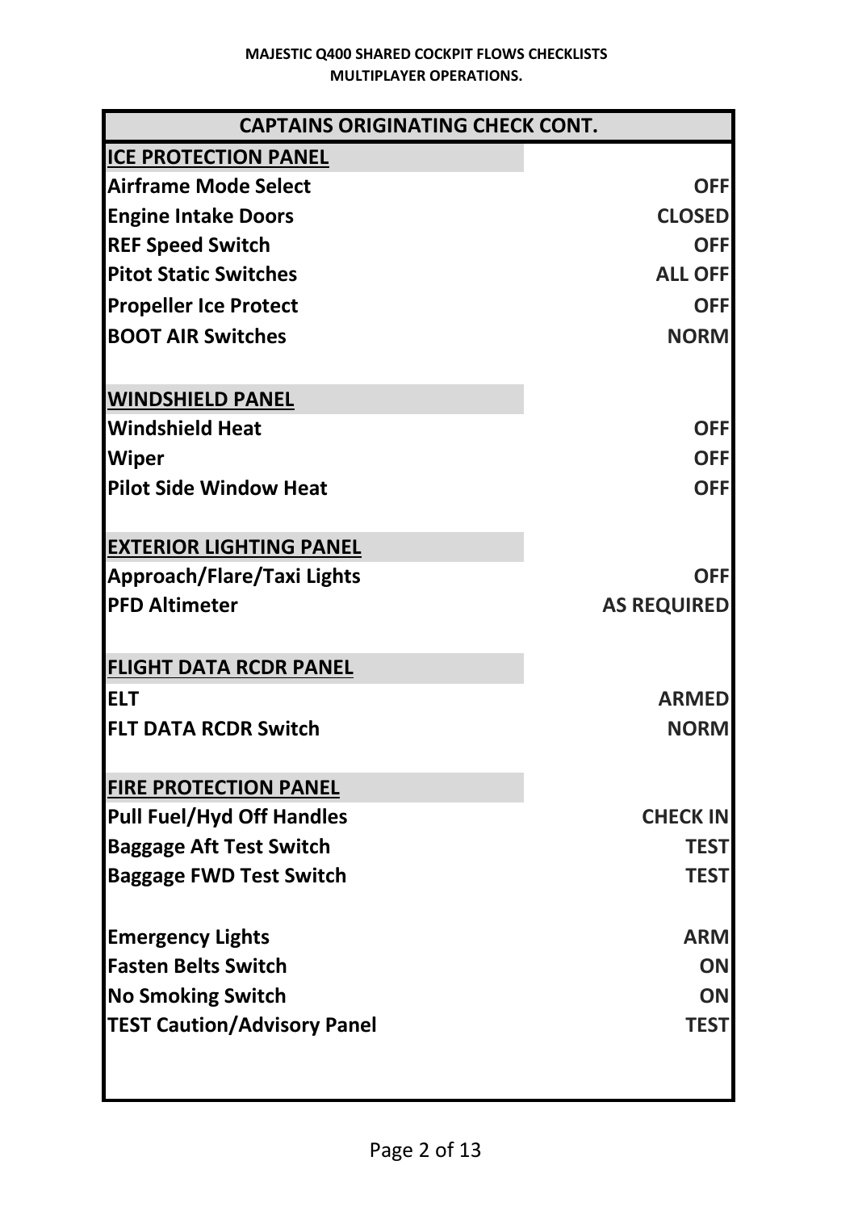| CAPTAINS ORIGINATING CHECK CONT. | |
|---|---|
| **ICE PROTECTION PANEL** | |
| **Airframe Mode Select** | **OFF** |
| **Engine Intake Doors** | **CLOSED** |
| **REF Speed Switch** | **OFF** |
| **Pitot Static Switches** | **ALL OFF** |
| **Propeller Ice Protect** | **OFF** |
| **BOOT AIR Switches** | **NORM** |
| | |
| **WINDSHIELD PANEL** | |
| **Windshield Heat** | **OFF** |
| **Wiper** | **OFF** |
| **Pilot Side Window Heat** | **OFF** |
| | |
| **EXTERIOR LIGHTING PANEL** | |
| **Approach/Flare/Taxi Lights** | **OFF** |
| **PFD Altimeter** | **AS REQUIRED** |
| | |
| **FLIGHT DATA RCDR PANEL** | |
| **ELT** | **ARMED** |
| **FLT DATA RCDR Switch** | **NORM** |
| | |
| **FIRE PROTECTION PANEL** | |
| **Pull Fuel/Hyd Off Handles** | **CHECK IN** |
| **Baggage Aft Test Switch** | **TEST** |
| **Baggage FWD Test Switch** | **TEST** |
| | |
| **Emergency Lights** | **ARM** |
| **Fasten Belts Switch** | **ON** |
| **No Smoking Switch** | **ON** |
| **TEST Caution/Advisory Panel** | **TEST** |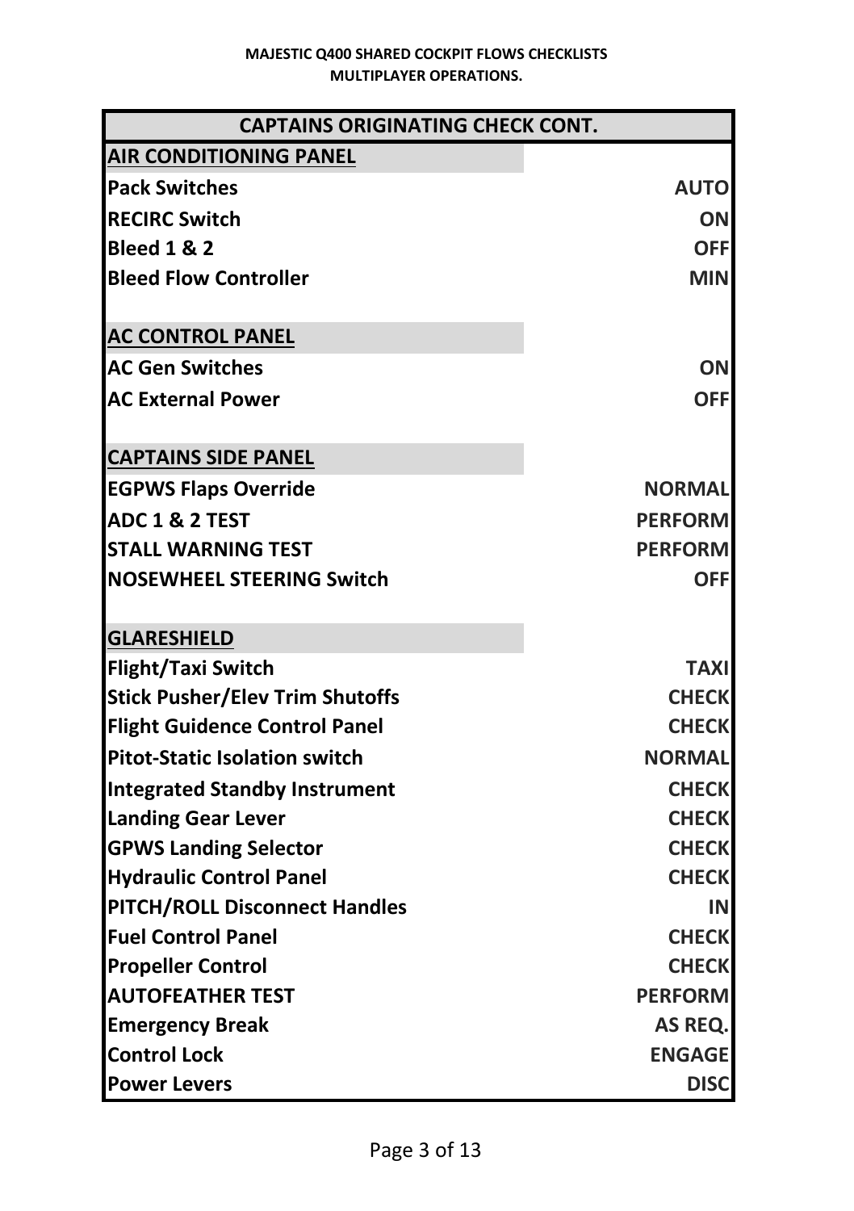| CAPTAINS ORIGINATING CHECK CONT. | |
|---|---|
| **AIR CONDITIONING PANEL** | |
| **Pack Switches** | **AUTO** |
| **RECIRC Switch** | **ON** |
| **Bleed 1 & 2** | **OFF** |
| **Bleed Flow Controller** | **MIN** |
| | |
| **AC CONTROL PANEL** | |
| **AC Gen Switches** | **ON** |
| **AC External Power** | **OFF** |
| | |
| **CAPTAINS SIDE PANEL** | |
| **EGPWS Flaps Override** | **NORMAL** |
| **ADC 1 & 2 TEST** | **PERFORM** |
| **STALL WARNING TEST** | **PERFORM** |
| **NOSEWHEEL STEERING Switch** | **OFF** |
| | |
| **GLARESHIELD** | |
| **Flight/Taxi Switch** | **TAXI** |
| **Stick Pusher/Elev Trim Shutoffs** | **CHECK** |
| **Flight Guidence Control Panel** | **CHECK** |
| **Pitot-Static Isolation switch** | **NORMAL** |
| **Integrated Standby Instrument** | **CHECK** |
| **Landing Gear Lever** | **CHECK** |
| **GPWS Landing Selector** | **CHECK** |
| **Hydraulic Control Panel** | **CHECK** |
| **PITCH/ROLL Disconnect Handles** | **IN** |
| **Fuel Control Panel** | **CHECK** |
| **Propeller Control** | **CHECK** |
| **AUTOFEATHER TEST** | **PERFORM** |
| **Emergency Break** | **AS REQ.** |
| **Control Lock** | **ENGAGE** |
| **Power Levers** | **DISC** |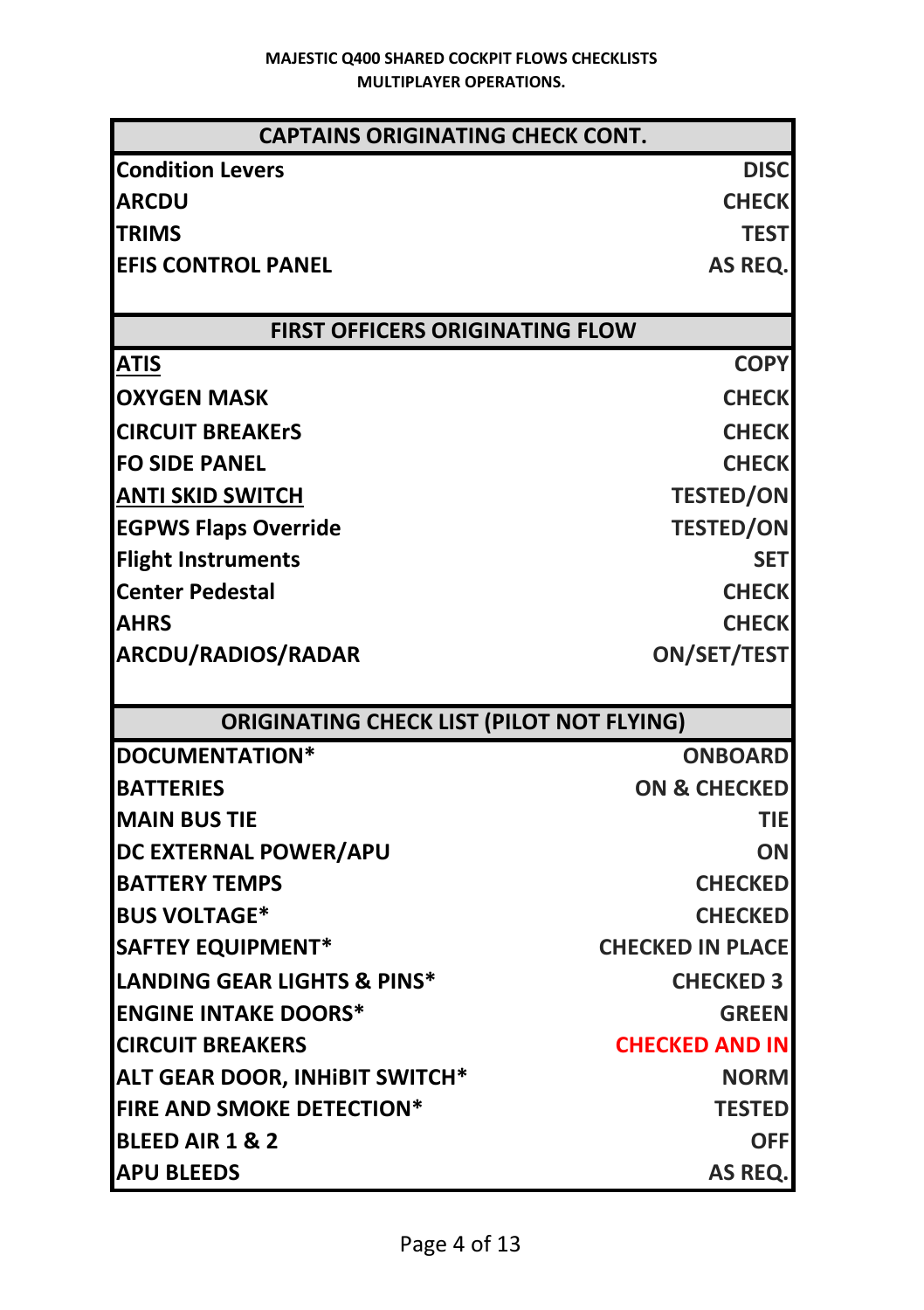MAJESTIC Q400 SHARED COCKPIT FLOWS CHECKLISTS
MULTIPLAYER OPERATIONS.

| CAPTAINS ORIGINATING CHECK CONT. | |
|---|---|
| Condition Levers | DISC |
| ARCDU | CHECK |
| TRIMS | TEST |
| EFIS CONTROL PANEL | AS REQ. |

| FIRST OFFICERS ORIGINATING FLOW | |
|---|---|
| <u>ATIS</u> | COPY |
| OXYGEN MASK | CHECK |
| CIRCUIT BREAKErS | CHECK |
| FO SIDE PANEL | CHECK |
| <u>ANTI SKID SWITCH</u> | TESTED/ON |
| EGPWS Flaps Override | TESTED/ON |
| Flight Instruments | SET |
| Center Pedestal | CHECK |
| AHRS | CHECK |
| ARCDU/RADIOS/RADAR | ON/SET/TEST |

| ORIGINATING CHECK LIST (PILOT NOT FLYING) | |
|---|---|
| DOCUMENTATION* | ONBOARD |
| BATTERIES | ON & CHECKED |
| MAIN BUS TIE | TIE |
| DC EXTERNAL POWER/APU | ON |
| BATTERY TEMPS | CHECKED |
| BUS VOLTAGE* | CHECKED |
| SAFTEY EQUIPMENT* | CHECKED IN PLACE |
| LANDING GEAR LIGHTS & PINS* | CHECKED 3 |
| ENGINE INTAKE DOORS* | GREEN |
| CIRCUIT BREAKERS | CHECKED AND IN |
| ALT GEAR DOOR, INHiBIT SWITCH* | NORM |
| FIRE AND SMOKE DETECTION* | TESTED |
| BLEED AIR 1 & 2 | OFF |
| APU BLEEDS | AS REQ. |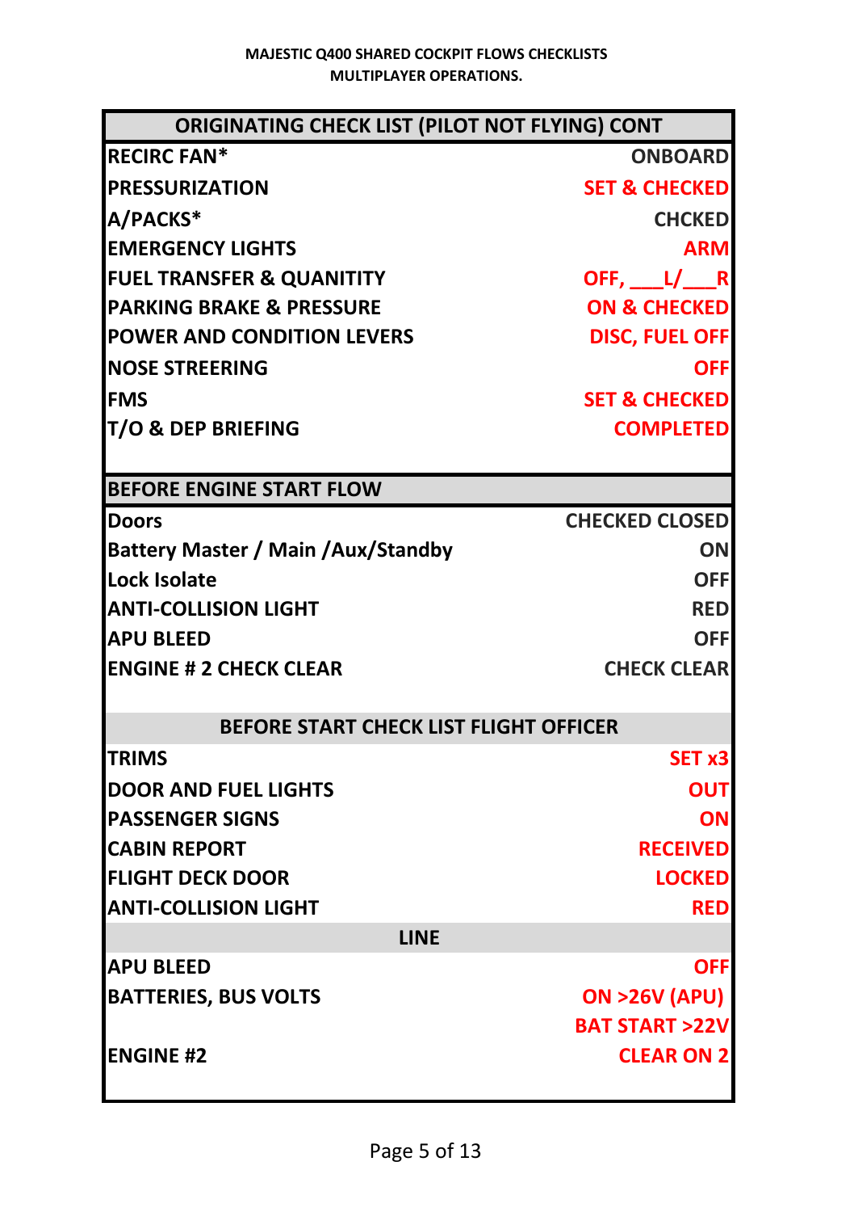**MAJESTIC Q400 SHARED COCKPIT FLOWS CHECKLISTS**
**MULTIPLAYER OPERATIONS.**

| ORIGINATING CHECK LIST (PILOT NOT FLYING) CONT | |
|---|---|
| RECIRC FAN* | ONBOARD |
| PRESSURIZATION | SET & CHECKED |
| A/PACKS* | CHCKED |
| EMERGENCY LIGHTS | ARM |
| FUEL TRANSFER & QUANITITY | OFF, ___L/___R |
| PARKING BRAKE & PRESSURE | ON & CHECKED |
| POWER AND CONDITION LEVERS | DISC, FUEL OFF |
| NOSE STREERING | OFF |
| FMS | SET & CHECKED |
| T/O & DEP BRIEFING | COMPLETED |

| BEFORE ENGINE START FLOW | |
|---|---|
| Doors | CHECKED CLOSED |
| Battery Master / Main /Aux/Standby | ON |
| Lock Isolate | OFF |
| ANTI-COLLISION LIGHT | RED |
| APU BLEED | OFF |
| ENGINE # 2 CHECK CLEAR | CHECK CLEAR |

| BEFORE START CHECK LIST FLIGHT OFFICER | |
|---|---|
| TRIMS | SET x3 |
| DOOR AND FUEL LIGHTS | OUT |
| PASSENGER SIGNS | ON |
| CABIN REPORT | RECEIVED |
| FLIGHT DECK DOOR | LOCKED |
| ANTI-COLLISION LIGHT | RED |
| **LINE** | |
| APU BLEED | OFF |
| BATTERIES, BUS VOLTS | ON >26V (APU) |
| | BAT START >22V |
| ENGINE #2 | CLEAR ON 2 |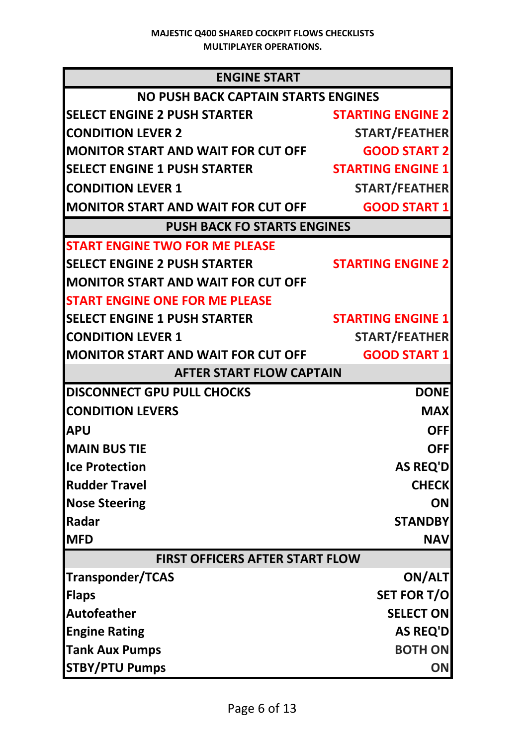**MAJESTIC Q400 SHARED COCKPIT FLOWS CHECKLISTS**
**MULTIPLAYER OPERATIONS.**

| ENGINE START | |
|---|---|
| **NO PUSH BACK CAPTAIN STARTS ENGINES** | |
| SELECT ENGINE 2 PUSH STARTER | STARTING ENGINE 2 |
| CONDITION LEVER 2 | START/FEATHER |
| MONITOR START AND WAIT FOR CUT OFF | GOOD START 2 |
| SELECT ENGINE 1 PUSH STARTER | STARTING ENGINE 1 |
| CONDITION LEVER 1 | START/FEATHER |
| MONITOR START AND WAIT FOR CUT OFF | GOOD START 1 |
| **PUSH BACK FO STARTS ENGINES** | |
| START ENGINE TWO FOR ME PLEASE | |
| SELECT ENGINE 2 PUSH STARTER | STARTING ENGINE 2 |
| MONITOR START AND WAIT FOR CUT OFF | |
| START ENGINE ONE FOR ME PLEASE | |
| SELECT ENGINE 1 PUSH STARTER | STARTING ENGINE 1 |
| CONDITION LEVER 1 | START/FEATHER |
| MONITOR START AND WAIT FOR CUT OFF | GOOD START 1 |
| **AFTER START FLOW CAPTAIN** | |
| DISCONNECT GPU PULL CHOCKS | DONE |
| CONDITION LEVERS | MAX |
| APU | OFF |
| MAIN BUS TIE | OFF |
| Ice Protection | AS REQ'D |
| Rudder Travel | CHECK |
| Nose Steering | ON |
| Radar | STANDBY |
| MFD | NAV |
| **FIRST OFFICERS AFTER START FLOW** | |
| Transponder/TCAS | ON/ALT |
| Flaps | SET FOR T/O |
| Autofeather | SELECT ON |
| Engine Rating | AS REQ'D |
| Tank Aux Pumps | BOTH ON |
| STBY/PTU Pumps | ON |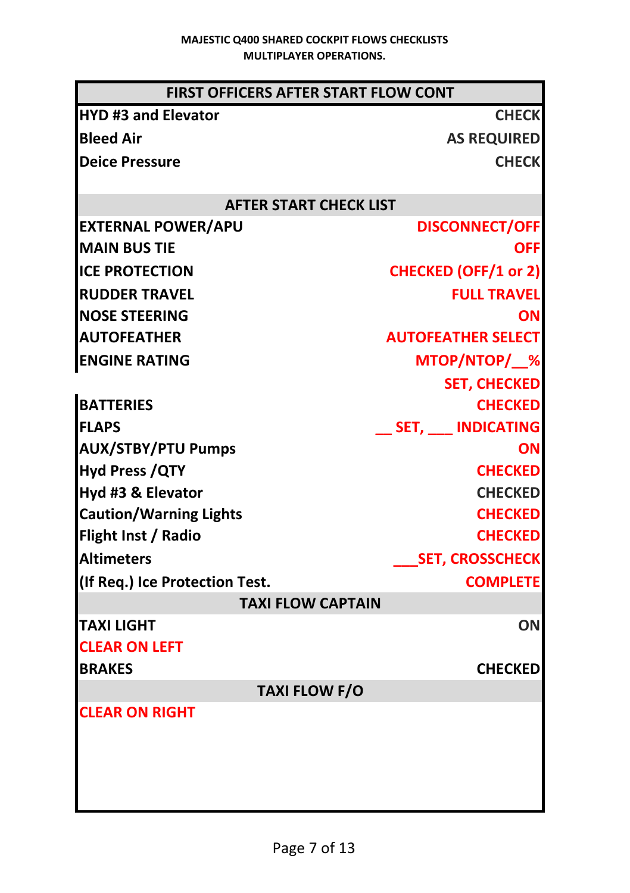**MAJESTIC Q400 SHARED COCKPIT FLOWS CHECKLISTS**
**MULTIPLAYER OPERATIONS.**

| FIRST OFFICERS AFTER START FLOW CONT | |
|---|---|
| HYD #3 and Elevator | CHECK |
| Bleed Air | AS REQUIRED |
| Deice Pressure | CHECK |
| | |
| **AFTER START CHECK LIST** | |
| EXTERNAL POWER/APU | DISCONNECT/OFF |
| MAIN BUS TIE | OFF |
| ICE PROTECTION | CHECKED (OFF/1 or 2) |
| RUDDER TRAVEL | FULL TRAVEL |
| NOSE STEERING | ON |
| AUTOFEATHER | AUTOFEATHER SELECT |
| ENGINE RATING | MTOP/NTOP/__% |
| | SET, CHECKED |
| BATTERIES | CHECKED |
| FLAPS | __ SET, ___ INDICATING |
| AUX/STBY/PTU Pumps | ON |
| Hyd Press /QTY | CHECKED |
| Hyd #3 & Elevator | CHECKED |
| Caution/Warning Lights | CHECKED |
| Flight Inst / Radio | CHECKED |
| Altimeters | ___SET, CROSSCHECK |
| (If Req.) Ice Protection Test. | COMPLETE |
| **TAXI FLOW CAPTAIN** | |
| TAXI LIGHT | ON |
| CLEAR ON LEFT | |
| BRAKES | CHECKED |
| **TAXI FLOW F/O** | |
| CLEAR ON RIGHT | |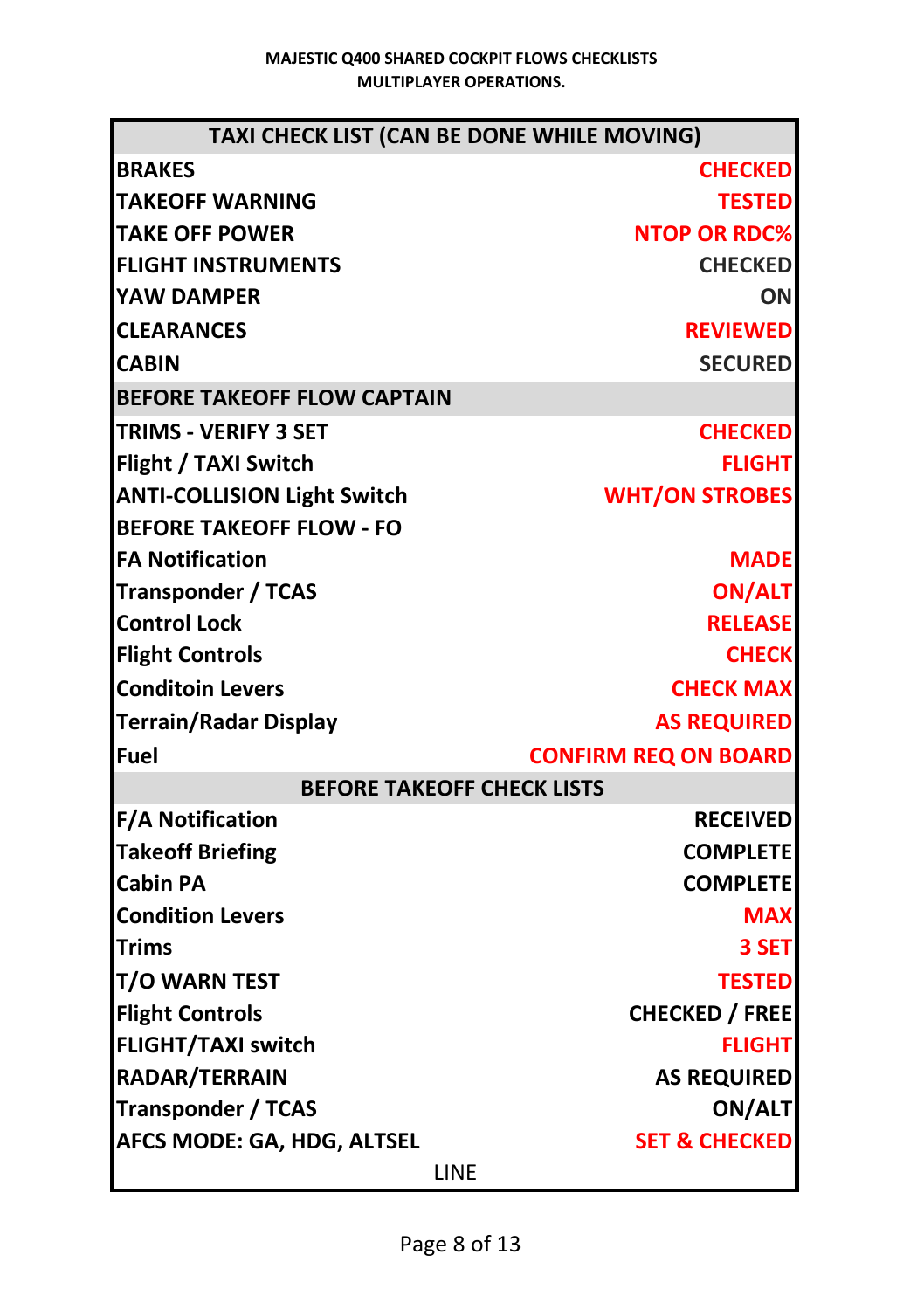MAJESTIC Q400 SHARED COCKPIT FLOWS CHECKLISTS
MULTIPLAYER OPERATIONS.

| TAXI CHECK LIST (CAN BE DONE WHILE MOVING) | |
|---|---|
| BRAKES | CHECKED |
| TAKEOFF WARNING | TESTED |
| TAKE OFF POWER | NTOP OR RDC% |
| FLIGHT INSTRUMENTS | CHECKED |
| YAW DAMPER | ON |
| CLEARANCES | REVIEWED |
| CABIN | SECURED |
| **BEFORE TAKEOFF FLOW CAPTAIN** | |
| TRIMS - VERIFY 3 SET | CHECKED |
| Flight / TAXI Switch | FLIGHT |
| ANTI-COLLISION Light Switch | WHT/ON STROBES |
| **BEFORE TAKEOFF FLOW - FO** | |
| FA Notification | MADE |
| Transponder / TCAS | ON/ALT |
| Control Lock | RELEASE |
| Flight Controls | CHECK |
| Conditoin Levers | CHECK MAX |
| Terrain/Radar Display | AS REQUIRED |
| Fuel | CONFIRM REQ ON BOARD |
| **BEFORE TAKEOFF CHECK LISTS** | |
| F/A Notification | RECEIVED |
| Takeoff Briefing | COMPLETE |
| Cabin PA | COMPLETE |
| Condition Levers | MAX |
| Trims | 3 SET |
| T/O WARN TEST | TESTED |
| Flight Controls | CHECKED / FREE |
| FLIGHT/TAXI switch | FLIGHT |
| RADAR/TERRAIN | AS REQUIRED |
| Transponder / TCAS | ON/ALT |
| AFCS MODE: GA, HDG, ALTSEL | SET & CHECKED |
| LINE | |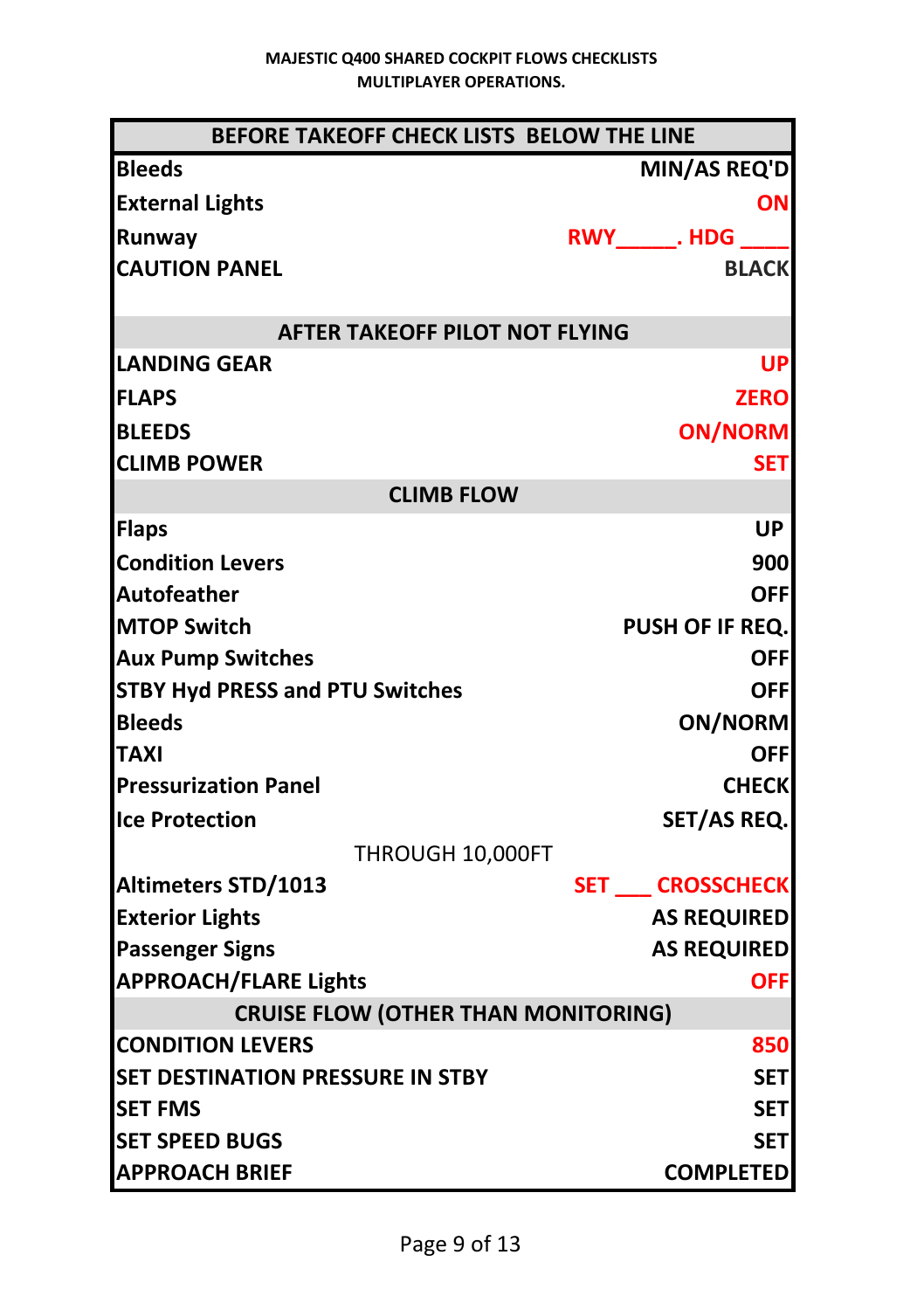**MAJESTIC Q400 SHARED COCKPIT FLOWS CHECKLISTS**
**MULTIPLAYER OPERATIONS.**

| BEFORE TAKEOFF CHECK LISTS BELOW THE LINE | |
|---|---|
| **Bleeds** | **MIN/AS REQ'D** |
| **External Lights** | **ON** |
| **Runway** | **RWY_____. HDG ____** |
| **CAUTION PANEL** | **BLACK** |
| | |
| **AFTER TAKEOFF PILOT NOT FLYING** | |
| **LANDING GEAR** | **UP** |
| **FLAPS** | **ZERO** |
| **BLEEDS** | **ON/NORM** |
| **CLIMB POWER** | **SET** |
| **CLIMB FLOW** | |
| **Flaps** | **UP** |
| **Condition Levers** | **900** |
| **Autofeather** | **OFF** |
| **MTOP Switch** | **PUSH OF IF REQ.** |
| **Aux Pump Switches** | **OFF** |
| **STBY Hyd PRESS and PTU Switches** | **OFF** |
| **Bleeds** | **ON/NORM** |
| **TAXI** | **OFF** |
| **Pressurization Panel** | **CHECK** |
| **Ice Protection** | **SET/AS REQ.** |
| THROUGH 10,000FT | |
| **Altimeters STD/1013** | **SET ___ CROSSCHECK** |
| **Exterior Lights** | **AS REQUIRED** |
| **Passenger Signs** | **AS REQUIRED** |
| **APPROACH/FLARE Lights** | **OFF** |
| **CRUISE FLOW (OTHER THAN MONITORING)** | |
| **CONDITION LEVERS** | **850** |
| **SET DESTINATION PRESSURE IN STBY** | **SET** |
| **SET FMS** | **SET** |
| **SET SPEED BUGS** | **SET** |
| **APPROACH BRIEF** | **COMPLETED** |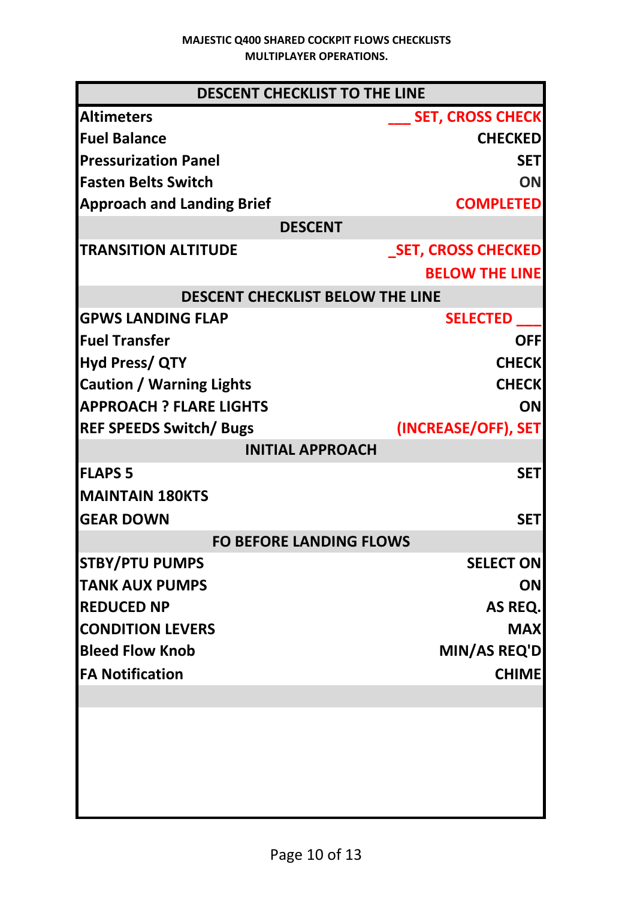MAJESTIC Q400 SHARED COCKPIT FLOWS CHECKLISTS
MULTIPLAYER OPERATIONS.

| DESCENT CHECKLIST TO THE LINE | |
|---|---|
| Altimeters | ___ SET, CROSS CHECK |
| Fuel Balance | CHECKED |
| Pressurization Panel | SET |
| Fasten Belts Switch | ON |
| Approach and Landing Brief | COMPLETED |
| **DESCENT** | |
| TRANSITION ALTITUDE | _SET, CROSS CHECKED |
| | BELOW THE LINE |
| **DESCENT CHECKLIST BELOW THE LINE** | |
| GPWS LANDING FLAP | SELECTED ___ |
| Fuel Transfer | OFF |
| Hyd Press/ QTY | CHECK |
| Caution / Warning Lights | CHECK |
| APPROACH ? FLARE LIGHTS | ON |
| REF SPEEDS Switch/ Bugs | (INCREASE/OFF), SET |
| **INITIAL APPROACH** | |
| FLAPS 5 | SET |
| MAINTAIN 180KTS | |
| GEAR DOWN | SET |
| **FO BEFORE LANDING FLOWS** | |
| STBY/PTU PUMPS | SELECT ON |
| TANK AUX PUMPS | ON |
| REDUCED NP | AS REQ. |
| CONDITION LEVERS | MAX |
| Bleed Flow Knob | MIN/AS REQ'D |
| FA Notification | CHIME |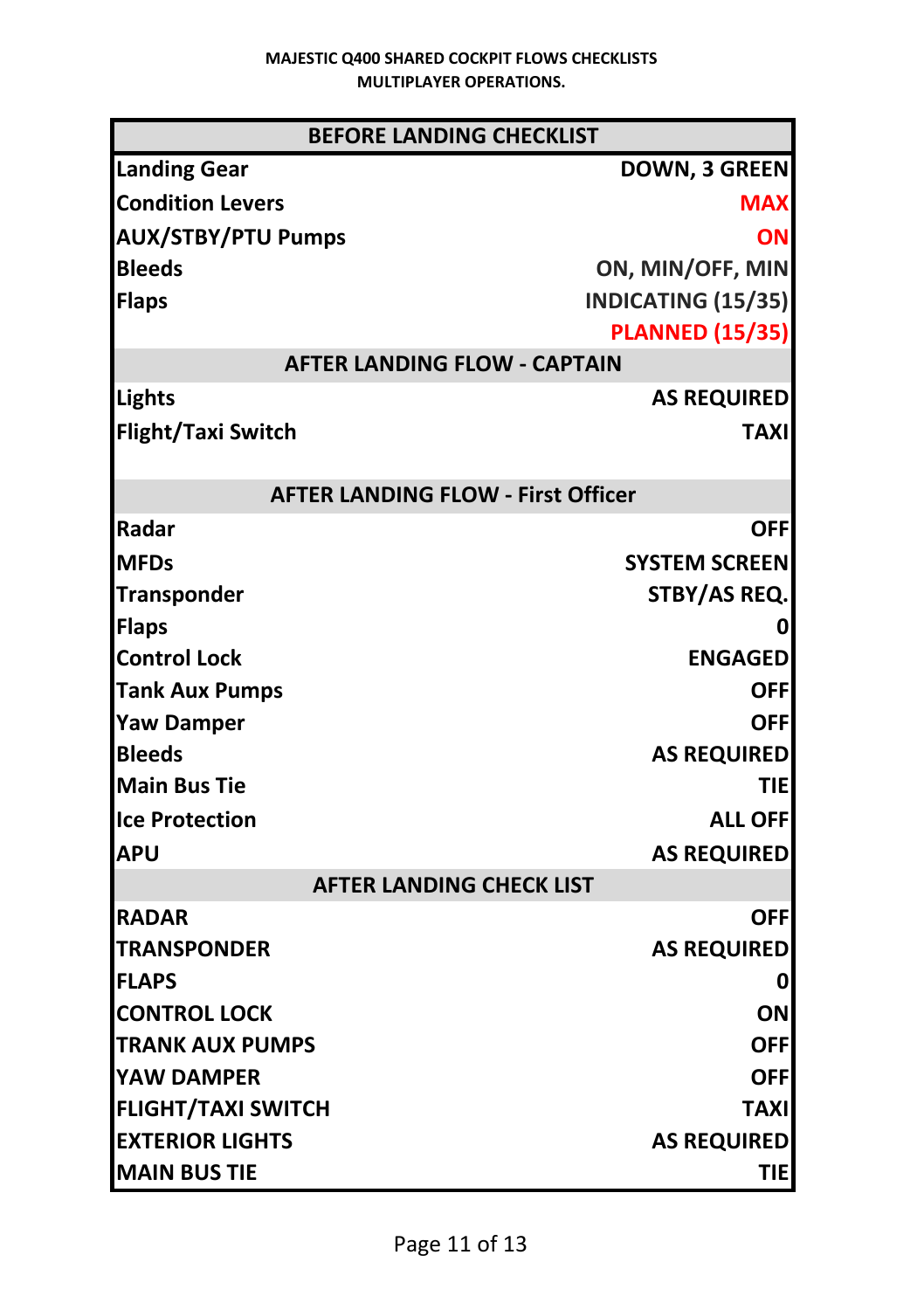**MAJESTIC Q400 SHARED COCKPIT FLOWS CHECKLISTS**
**MULTIPLAYER OPERATIONS.**

| BEFORE LANDING CHECKLIST | |
|---|---|
| **Landing Gear** | **DOWN, 3 GREEN** |
| **Condition Levers** | **MAX** |
| **AUX/STBY/PTU Pumps** | **ON** |
| **Bleeds** | **ON, MIN/OFF, MIN** |
| **Flaps** | **INDICATING (15/35)** |
| | **PLANNED (15/35)** |
| **AFTER LANDING FLOW - CAPTAIN** | |
| **Lights** | **AS REQUIRED** |
| **Flight/Taxi Switch** | **TAXI** |
| | |
| **AFTER LANDING FLOW - First Officer** | |
| **Radar** | **OFF** |
| **MFDs** | **SYSTEM SCREEN** |
| **Transponder** | **STBY/AS REQ.** |
| **Flaps** | **0** |
| **Control Lock** | **ENGAGED** |
| **Tank Aux Pumps** | **OFF** |
| **Yaw Damper** | **OFF** |
| **Bleeds** | **AS REQUIRED** |
| **Main Bus Tie** | **TIE** |
| **Ice Protection** | **ALL OFF** |
| **APU** | **AS REQUIRED** |
| **AFTER LANDING CHECK LIST** | |
| **RADAR** | **OFF** |
| **TRANSPONDER** | **AS REQUIRED** |
| **FLAPS** | **0** |
| **CONTROL LOCK** | **ON** |
| **TRANK AUX PUMPS** | **OFF** |
| **YAW DAMPER** | **OFF** |
| **FLIGHT/TAXI SWITCH** | **TAXI** |
| **EXTERIOR LIGHTS** | **AS REQUIRED** |
| **MAIN BUS TIE** | **TIE** |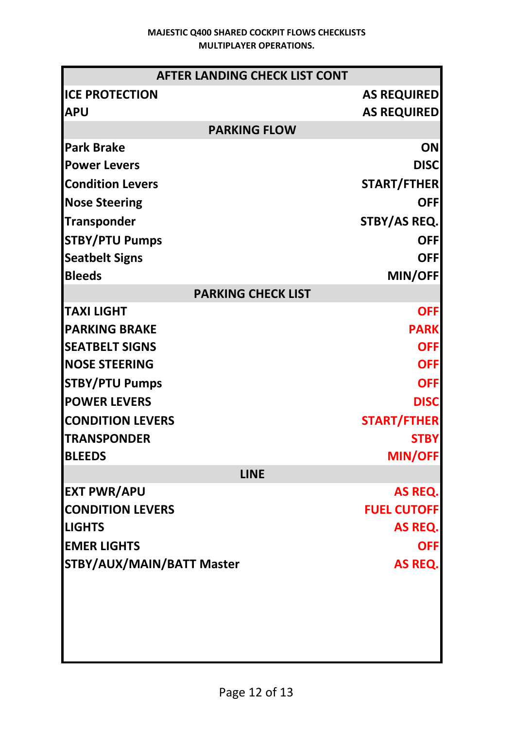**MAJESTIC Q400 SHARED COCKPIT FLOWS CHECKLISTS**
**MULTIPLAYER OPERATIONS.**

| AFTER LANDING CHECK LIST CONT | |
|---|---|
| ICE PROTECTION | AS REQUIRED |
| APU | AS REQUIRED |
| **PARKING FLOW** | |
| Park Brake | ON |
| Power Levers | DISC |
| Condition Levers | START/FTHER |
| Nose Steering | OFF |
| Transponder | STBY/AS REQ. |
| STBY/PTU Pumps | OFF |
| Seatbelt Signs | OFF |
| Bleeds | MIN/OFF |
| **PARKING CHECK LIST** | |
| TAXI LIGHT | OFF |
| PARKING BRAKE | PARK |
| SEATBELT SIGNS | OFF |
| NOSE STEERING | OFF |
| STBY/PTU Pumps | OFF |
| POWER LEVERS | DISC |
| CONDITION LEVERS | START/FTHER |
| TRANSPONDER | STBY |
| BLEEDS | MIN/OFF |
| **LINE** | |
| EXT PWR/APU | AS REQ. |
| CONDITION LEVERS | FUEL CUTOFF |
| LIGHTS | AS REQ. |
| EMER LIGHTS | OFF |
| STBY/AUX/MAIN/BATT Master | AS REQ. |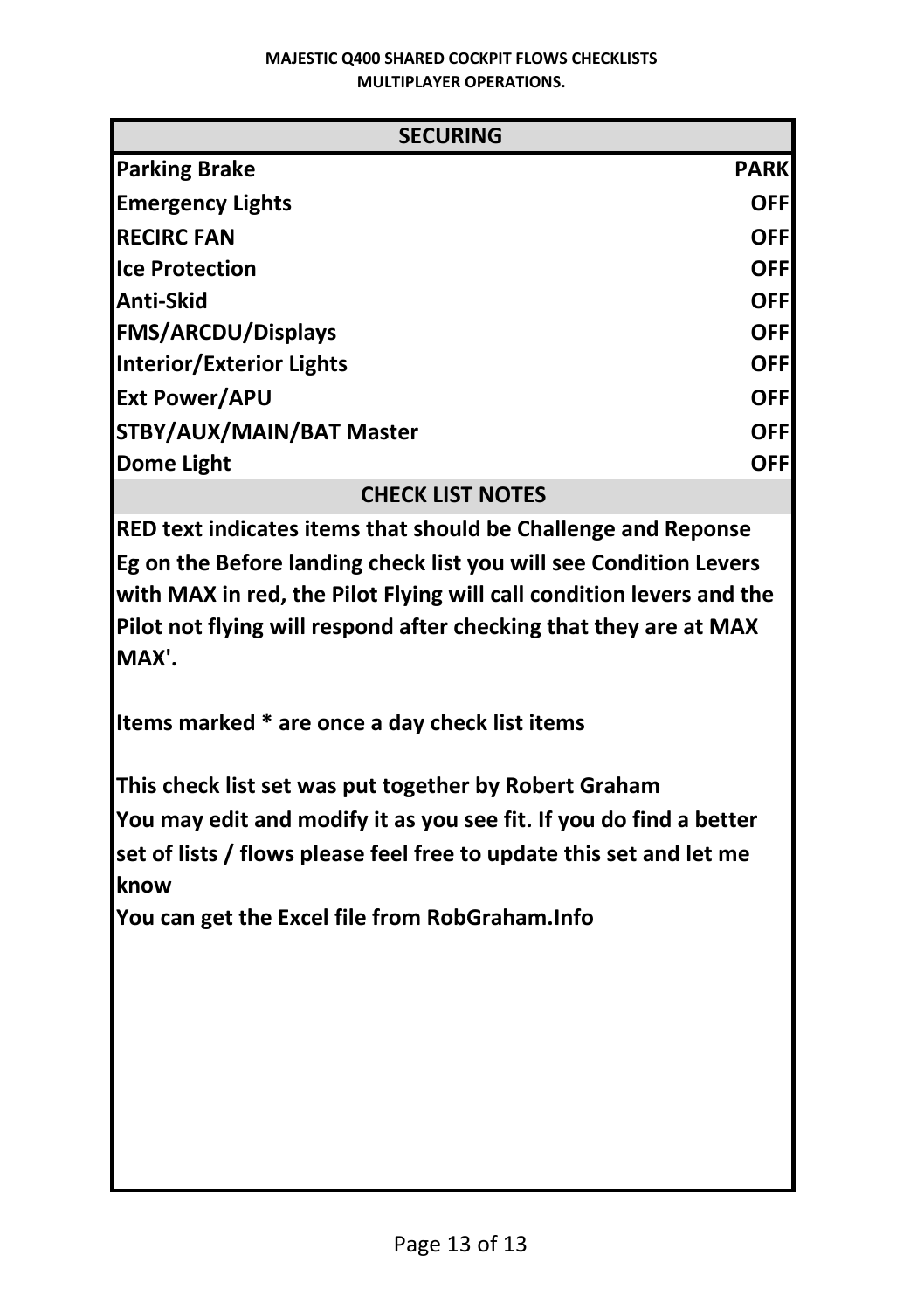MAJESTIC Q400 SHARED COCKPIT FLOWS CHECKLISTS
MULTIPLAYER OPERATIONS.

## SECURING

| | |
|---|---|
| **Parking Brake** | **PARK** |
| **Emergency Lights** | **OFF** |
| **RECIRC FAN** | **OFF** |
| **Ice Protection** | **OFF** |
| **Anti-Skid** | **OFF** |
| **FMS/ARCDU/Displays** | **OFF** |
| **Interior/Exterior Lights** | **OFF** |
| **Ext Power/APU** | **OFF** |
| **STBY/AUX/MAIN/BAT Master** | **OFF** |
| **Dome Light** | **OFF** |

## CHECK LIST NOTES

**RED text indicates items that should be Challenge and Reponse**
**Eg on the Before landing check list you will see Condition Levers with MAX in red, the Pilot Flying will call condition levers and the Pilot not flying will respond after checking that they are at MAX MAX'.**

**Items marked * are once a day check list items**

**This check list set was put together by Robert Graham**
**You may edit and modify it as you see fit. If you do find a better set of lists / flows please feel free to update this set and let me know**
**You can get the Excel file from RobGraham.Info**